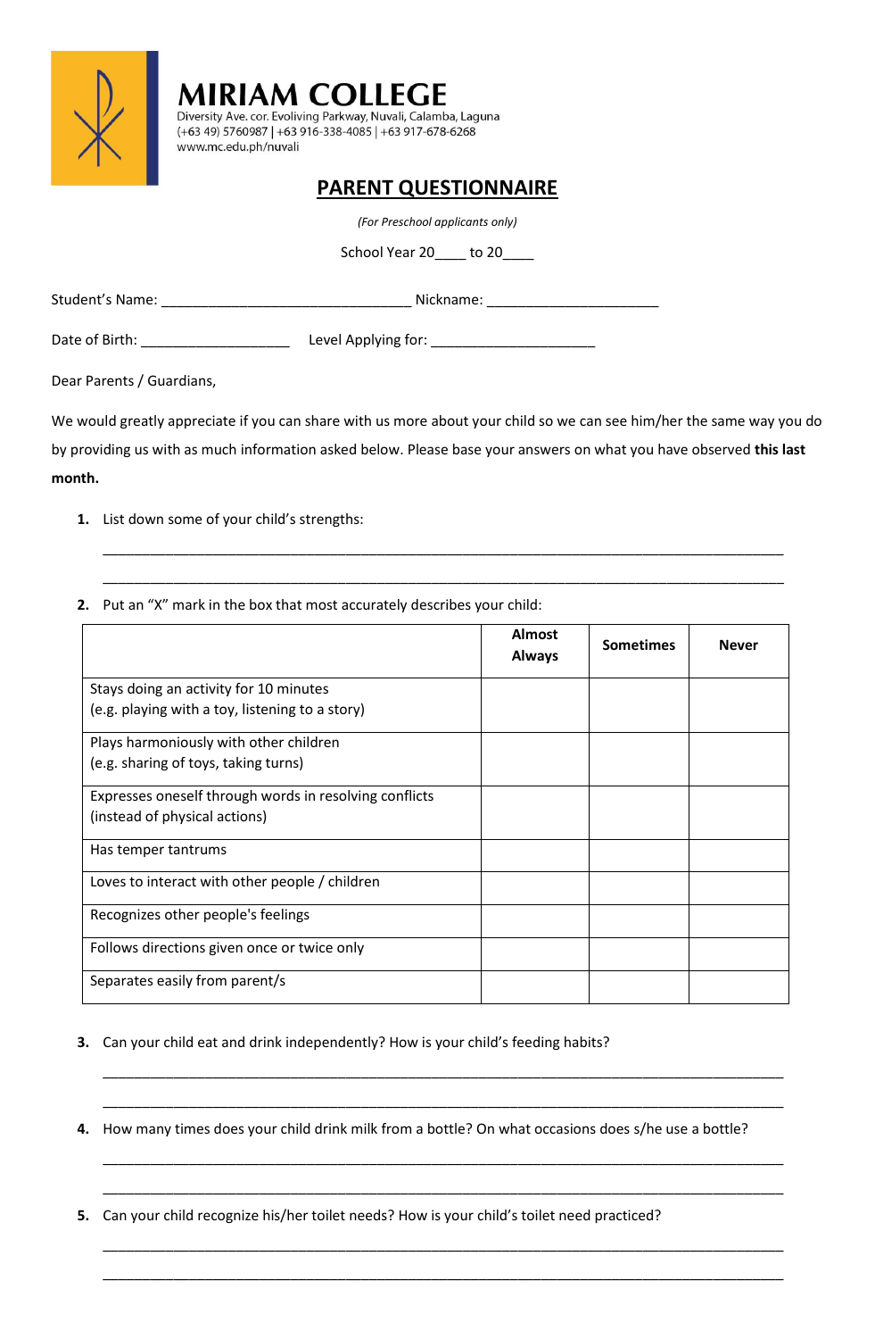# MIRIAM COLLEGE

Diversity Ave. cor. Evoliving Parkway, Nuvali, Calamba, Laguna
(+63 49) 5760987 | +63 916-338-4085 | +63 917-678-6268
www.mc.edu.ph/nuvali

## PARENT QUESTIONNAIRE

*(For Preschool applicants only)*

School Year 20____ to 20____

Student's Name: ________________________________ Nickname: ______________________

Date of Birth: ___________________ Level Applying for: _____________________

Dear Parents / Guardians,

We would greatly appreciate if you can share with us more about your child so we can see him/her the same way you do by providing us with as much information asked below. Please base your answers on what you have observed **this last month.**

1. List down some of your child's strengths:

   ________________________________________________________________________________________

   ________________________________________________________________________________________

2. Put an "X" mark in the box that most accurately describes your child:

| | Almost Always | Sometimes | Never |
|---|---|---|---|
| Stays doing an activity for 10 minutes (e.g. playing with a toy, listening to a story) | | | |
| Plays harmoniously with other children (e.g. sharing of toys, taking turns) | | | |
| Expresses oneself through words in resolving conflicts (instead of physical actions) | | | |
| Has temper tantrums | | | |
| Loves to interact with other people / children | | | |
| Recognizes other people's feelings | | | |
| Follows directions given once or twice only | | | |
| Separates easily from parent/s | | | |

3. Can your child eat and drink independently? How is your child's feeding habits?

   ________________________________________________________________________________________

   ________________________________________________________________________________________

4. How many times does your child drink milk from a bottle? On what occasions does s/he use a bottle?

   ________________________________________________________________________________________

   ________________________________________________________________________________________

5. Can your child recognize his/her toilet needs? How is your child's toilet need practiced?

   ________________________________________________________________________________________

   ________________________________________________________________________________________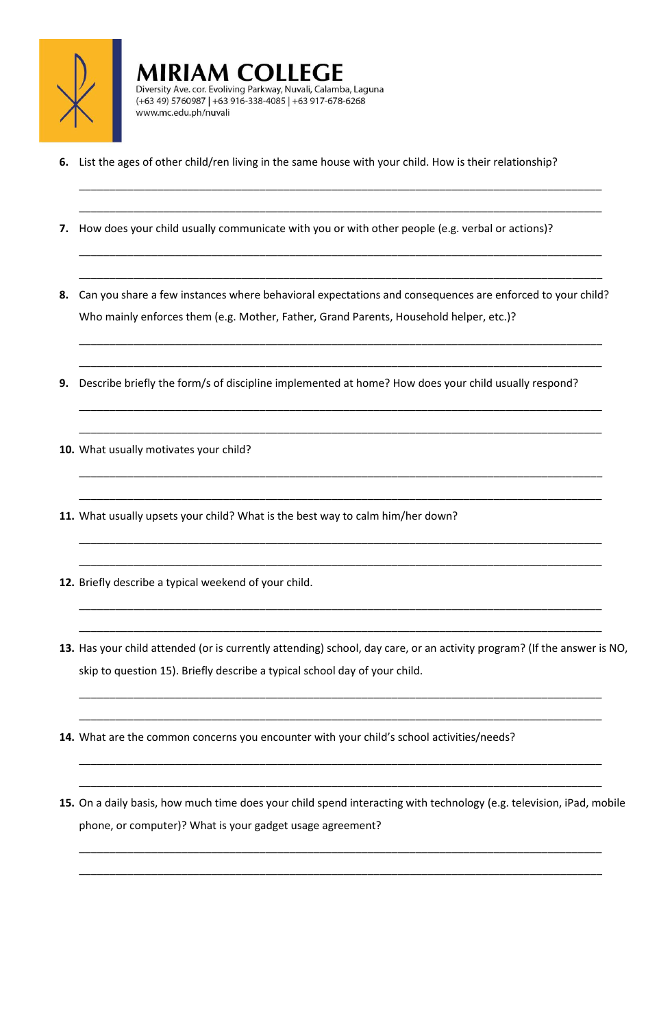6. List the ages of other child/ren living in the same house with your child. How is their relationship?

_______________________________________________________________________________

_______________________________________________________________________________

7. How does your child usually communicate with you or with other people (e.g. verbal or actions)?

_______________________________________________________________________________

_______________________________________________________________________________

8. Can you share a few instances where behavioral expectations and consequences are enforced to your child? Who mainly enforces them (e.g. Mother, Father, Grand Parents, Household helper, etc.)?

_______________________________________________________________________________

_______________________________________________________________________________

9. Describe briefly the form/s of discipline implemented at home? How does your child usually respond?

_______________________________________________________________________________

_______________________________________________________________________________

10. What usually motivates your child?

_______________________________________________________________________________

_______________________________________________________________________________

11. What usually upsets your child? What is the best way to calm him/her down?

_______________________________________________________________________________

_______________________________________________________________________________

12. Briefly describe a typical weekend of your child.

_______________________________________________________________________________

_______________________________________________________________________________

13. Has your child attended (or is currently attending) school, day care, or an activity program? (If the answer is NO, skip to question 15). Briefly describe a typical school day of your child.

_______________________________________________________________________________

_______________________________________________________________________________

14. What are the common concerns you encounter with your child's school activities/needs?

_______________________________________________________________________________

_______________________________________________________________________________

15. On a daily basis, how much time does your child spend interacting with technology (e.g. television, iPad, mobile phone, or computer)? What is your gadget usage agreement?

_______________________________________________________________________________

_______________________________________________________________________________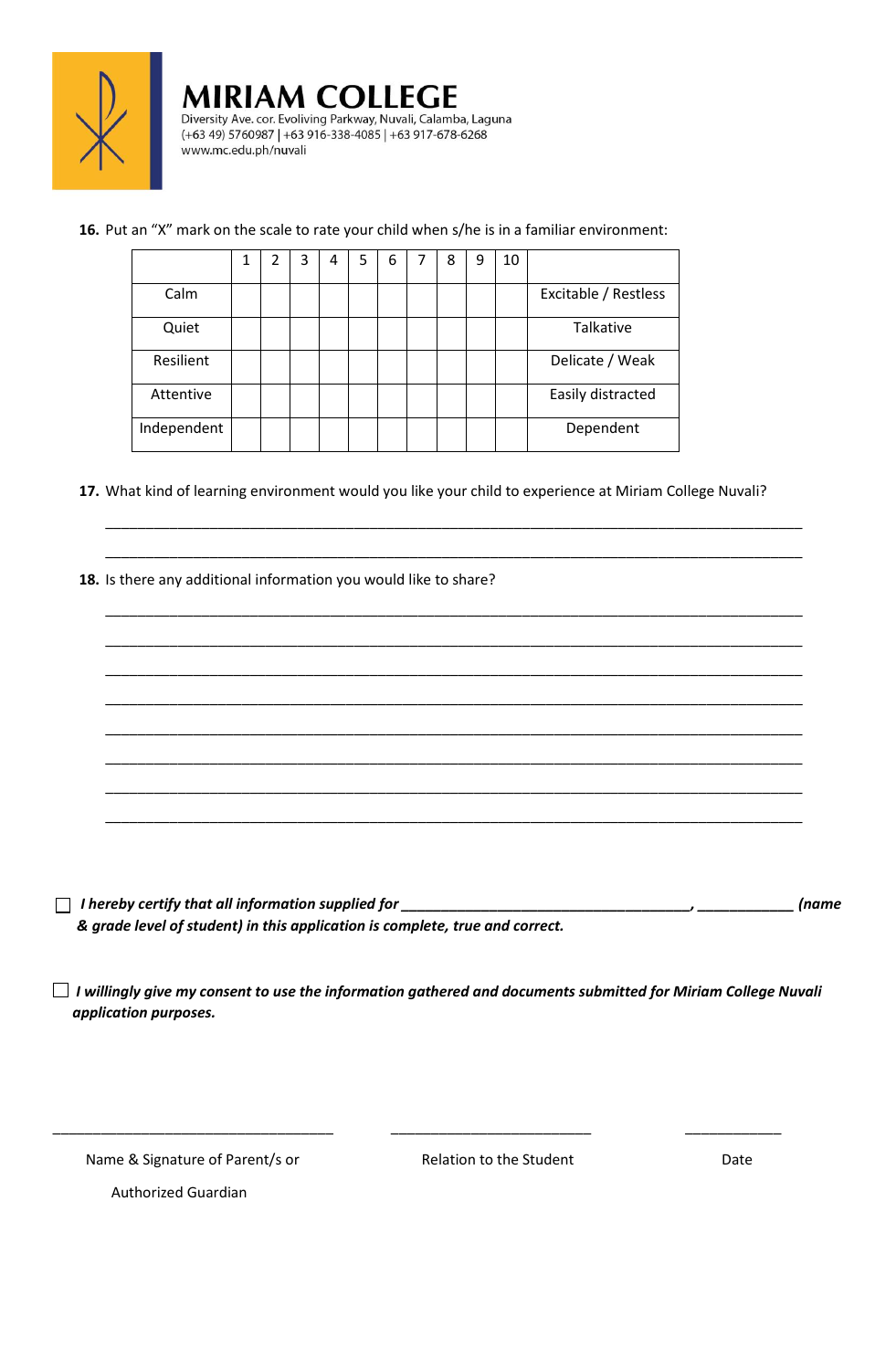# MIRIAM COLLEGE

Diversity Ave. cor. Evolving Parkway, Nuvali, Calamba, Laguna
(+63 49) 5760987 | +63 916-338-4085 | +63 917-678-6268
www.mc.edu.ph/nuvali

**16.** Put an "X" mark on the scale to rate your child when s/he is in a familiar environment:

| | 1 | 2 | 3 | 4 | 5 | 6 | 7 | 8 | 9 | 10 | |
|---|---|---|---|---|---|---|---|---|---|---|---|
| Calm | | | | | | | | | | | Excitable / Restless |
| Quiet | | | | | | | | | | | Talkative |
| Resilient | | | | | | | | | | | Delicate / Weak |
| Attentive | | | | | | | | | | | Easily distracted |
| Independent | | | | | | | | | | | Dependent |

**17.** What kind of learning environment would you like your child to experience at Miriam College Nuvali?

______________________________________________________________________________

______________________________________________________________________________

**18.** Is there any additional information you would like to share?

______________________________________________________________________________

______________________________________________________________________________

______________________________________________________________________________

______________________________________________________________________________

______________________________________________________________________________

______________________________________________________________________________

______________________________________________________________________________

______________________________________________________________________________

☐ ***I hereby certify that all information supplied for ____________________________________, ____________ (name & grade level of student) in this application is complete, true and correct.***

☐ ***I willingly give my consent to use the information gathered and documents submitted for Miriam College Nuvali application purposes.***

| ____________________________________ | __________________________ | ____________ |
|---|---|---|
| Name & Signature of Parent/s or Authorized Guardian | Relation to the Student | Date |